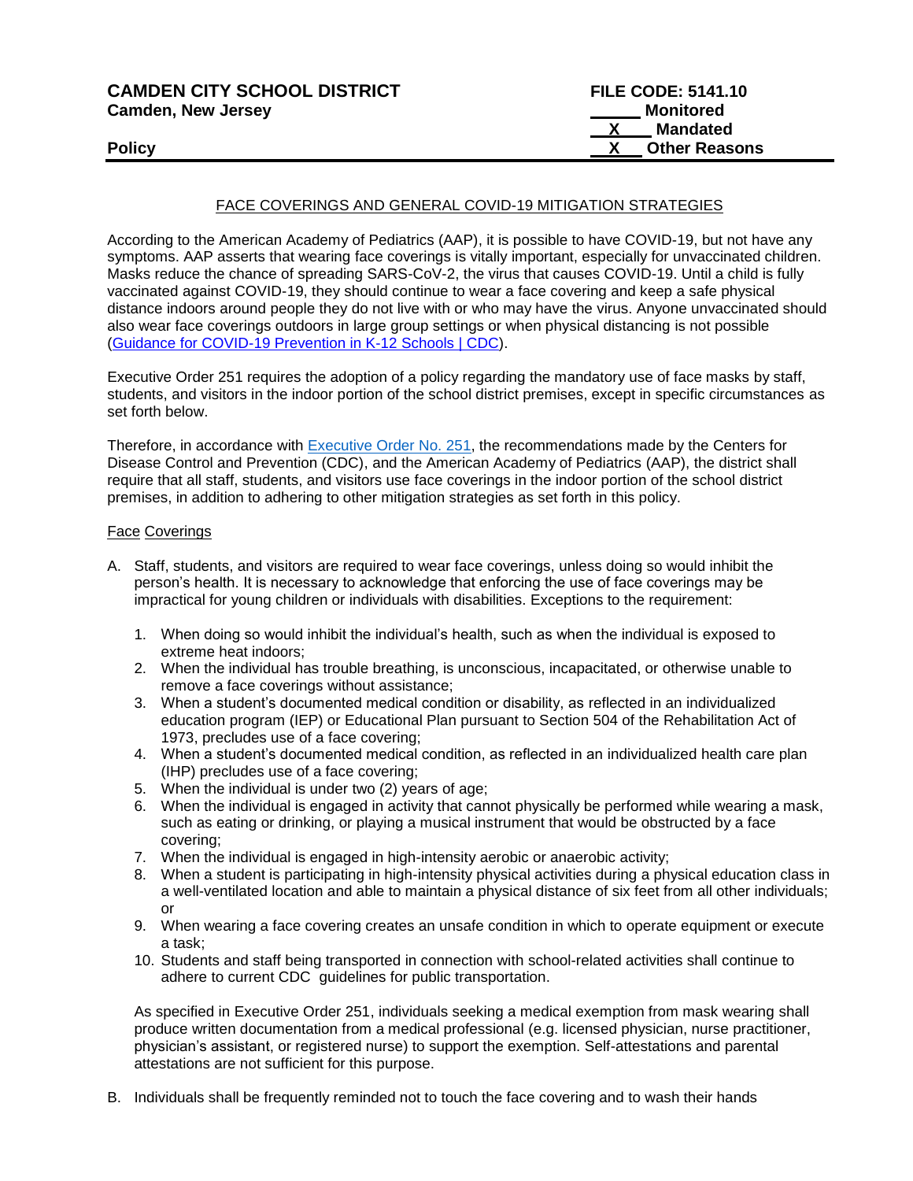**CAMDEN CITY SCHOOL DISTRICT**
**Camden, New Jersey**

**Policy**

**FILE CODE: 5141.10**
**\_\_\_\_\_\_ Monitored**
**\_\_X\_\_ Mandated**
**\_\_X\_\_ Other Reasons**

FACE COVERINGS AND GENERAL COVID-19 MITIGATION STRATEGIES

According to the American Academy of Pediatrics (AAP), it is possible to have COVID-19, but not have any symptoms. AAP asserts that wearing face coverings is vitally important, especially for unvaccinated children. Masks reduce the chance of spreading SARS-CoV-2, the virus that causes COVID-19. Until a child is fully vaccinated against COVID-19, they should continue to wear a face covering and keep a safe physical distance indoors around people they do not live with or who may have the virus. Anyone unvaccinated should also wear face coverings outdoors in large group settings or when physical distancing is not possible (Guidance for COVID-19 Prevention in K-12 Schools | CDC).

Executive Order 251 requires the adoption of a policy regarding the mandatory use of face masks by staff, students, and visitors in the indoor portion of the school district premises, except in specific circumstances as set forth below.

Therefore, in accordance with Executive Order No. 251, the recommendations made by the Centers for Disease Control and Prevention (CDC), and the American Academy of Pediatrics (AAP), the district shall require that all staff, students, and visitors use face coverings in the indoor portion of the school district premises, in addition to adhering to other mitigation strategies as set forth in this policy.

Face Coverings

A. Staff, students, and visitors are required to wear face coverings, unless doing so would inhibit the person's health. It is necessary to acknowledge that enforcing the use of face coverings may be impractical for young children or individuals with disabilities. Exceptions to the requirement:

   1. When doing so would inhibit the individual's health, such as when the individual is exposed to extreme heat indoors;
   2. When the individual has trouble breathing, is unconscious, incapacitated, or otherwise unable to remove a face coverings without assistance;
   3. When a student's documented medical condition or disability, as reflected in an individualized education program (IEP) or Educational Plan pursuant to Section 504 of the Rehabilitation Act of 1973, precludes use of a face covering;
   4. When a student's documented medical condition, as reflected in an individualized health care plan (IHP) precludes use of a face covering;
   5. When the individual is under two (2) years of age;
   6. When the individual is engaged in activity that cannot physically be performed while wearing a mask, such as eating or drinking, or playing a musical instrument that would be obstructed by a face covering;
   7. When the individual is engaged in high-intensity aerobic or anaerobic activity;
   8. When a student is participating in high-intensity physical activities during a physical education class in a well-ventilated location and able to maintain a physical distance of six feet from all other individuals; or
   9. When wearing a face covering creates an unsafe condition in which to operate equipment or execute a task;
   10. Students and staff being transported in connection with school-related activities shall continue to adhere to current CDC guidelines for public transportation.

   As specified in Executive Order 251, individuals seeking a medical exemption from mask wearing shall produce written documentation from a medical professional (e.g. licensed physician, nurse practitioner, physician's assistant, or registered nurse) to support the exemption. Self-attestations and parental attestations are not sufficient for this purpose.

B. Individuals shall be frequently reminded not to touch the face covering and to wash their hands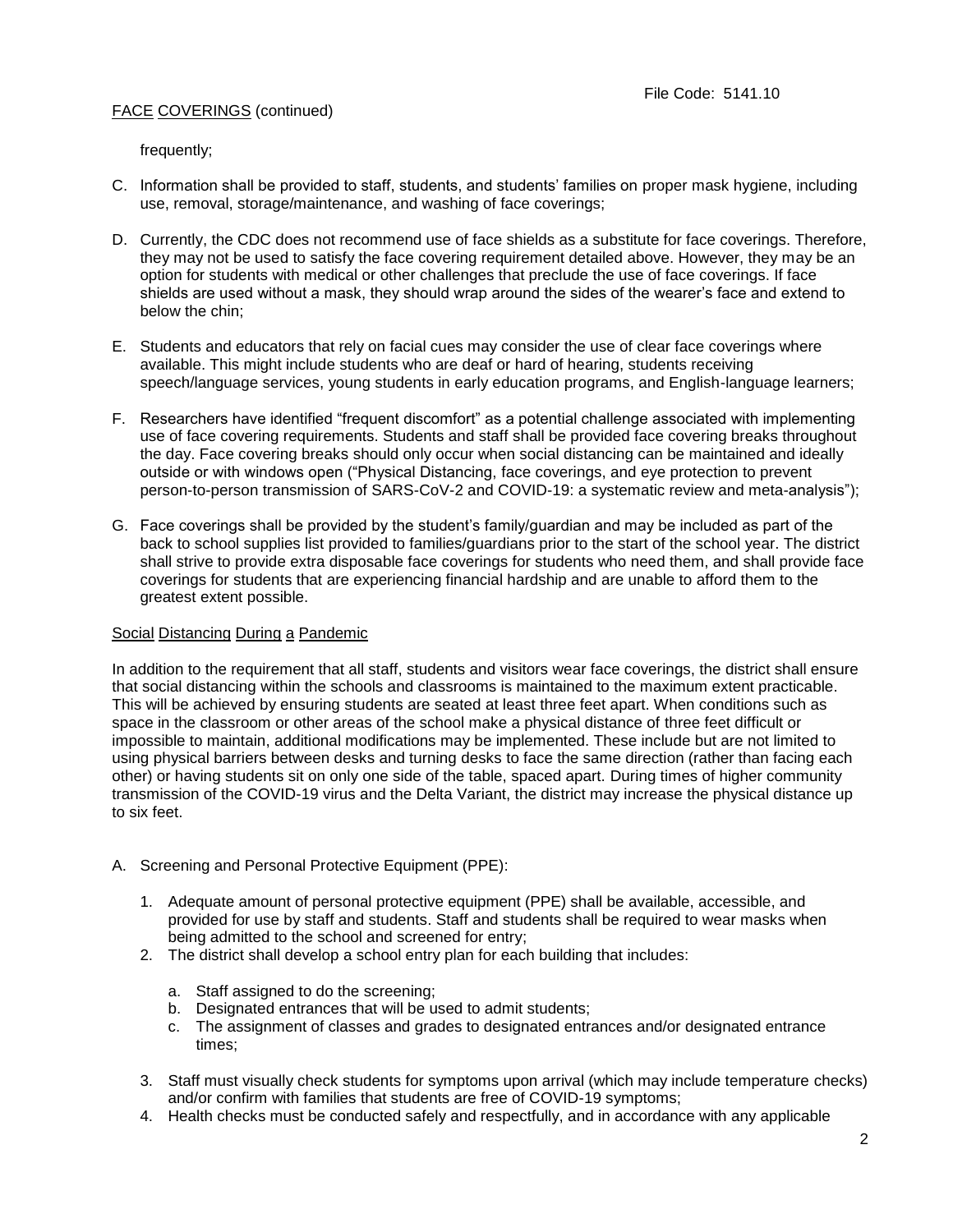FACE COVERINGS (continued)

frequently;

C. Information shall be provided to staff, students, and students' families on proper mask hygiene, including use, removal, storage/maintenance, and washing of face coverings;

D. Currently, the CDC does not recommend use of face shields as a substitute for face coverings. Therefore, they may not be used to satisfy the face covering requirement detailed above. However, they may be an option for students with medical or other challenges that preclude the use of face coverings. If face shields are used without a mask, they should wrap around the sides of the wearer's face and extend to below the chin;

E. Students and educators that rely on facial cues may consider the use of clear face coverings where available. This might include students who are deaf or hard of hearing, students receiving speech/language services, young students in early education programs, and English-language learners;

F. Researchers have identified "frequent discomfort" as a potential challenge associated with implementing use of face covering requirements. Students and staff shall be provided face covering breaks throughout the day. Face covering breaks should only occur when social distancing can be maintained and ideally outside or with windows open ("Physical Distancing, face coverings, and eye protection to prevent person-to-person transmission of SARS-CoV-2 and COVID-19: a systematic review and meta-analysis");

G. Face coverings shall be provided by the student's family/guardian and may be included as part of the back to school supplies list provided to families/guardians prior to the start of the school year. The district shall strive to provide extra disposable face coverings for students who need them, and shall provide face coverings for students that are experiencing financial hardship and are unable to afford them to the greatest extent possible.

Social Distancing During a Pandemic

In addition to the requirement that all staff, students and visitors wear face coverings, the district shall ensure that social distancing within the schools and classrooms is maintained to the maximum extent practicable. This will be achieved by ensuring students are seated at least three feet apart. When conditions such as space in the classroom or other areas of the school make a physical distance of three feet difficult or impossible to maintain, additional modifications may be implemented. These include but are not limited to using physical barriers between desks and turning desks to face the same direction (rather than facing each other) or having students sit on only one side of the table, spaced apart. During times of higher community transmission of the COVID-19 virus and the Delta Variant, the district may increase the physical distance up to six feet.

A. Screening and Personal Protective Equipment (PPE):

   1. Adequate amount of personal protective equipment (PPE) shall be available, accessible, and provided for use by staff and students. Staff and students shall be required to wear masks when being admitted to the school and screened for entry;
   2. The district shall develop a school entry plan for each building that includes:

      a. Staff assigned to do the screening;
      b. Designated entrances that will be used to admit students;
      c. The assignment of classes and grades to designated entrances and/or designated entrance times;

   3. Staff must visually check students for symptoms upon arrival (which may include temperature checks) and/or confirm with families that students are free of COVID-19 symptoms;
   4. Health checks must be conducted safely and respectfully, and in accordance with any applicable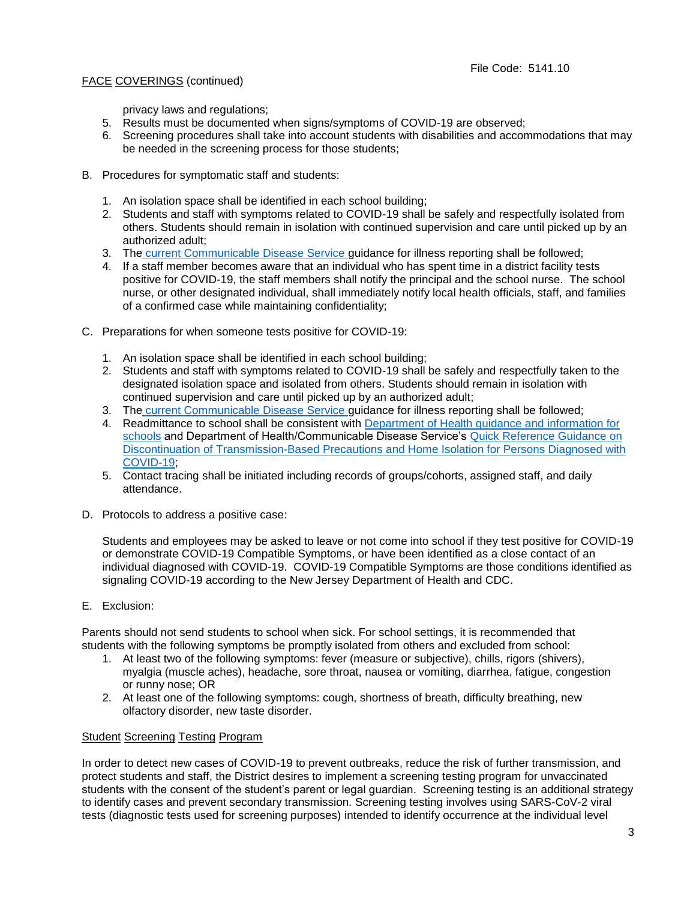privacy laws and regulations;

5. Results must be documented when signs/symptoms of COVID-19 are observed;
6. Screening procedures shall take into account students with disabilities and accommodations that may be needed in the screening process for those students;

B. Procedures for symptomatic staff and students:

1. An isolation space shall be identified in each school building;
2. Students and staff with symptoms related to COVID-19 shall be safely and respectfully isolated from others. Students should remain in isolation with continued supervision and care until picked up by an authorized adult;
3. The current Communicable Disease Service guidance for illness reporting shall be followed;
4. If a staff member becomes aware that an individual who has spent time in a district facility tests positive for COVID-19, the staff members shall notify the principal and the school nurse. The school nurse, or other designated individual, shall immediately notify local health officials, staff, and families of a confirmed case while maintaining confidentiality;

C. Preparations for when someone tests positive for COVID-19:

1. An isolation space shall be identified in each school building;
2. Students and staff with symptoms related to COVID-19 shall be safely and respectfully taken to the designated isolation space and isolated from others. Students should remain in isolation with continued supervision and care until picked up by an authorized adult;
3. The current Communicable Disease Service guidance for illness reporting shall be followed;
4. Readmittance to school shall be consistent with Department of Health guidance and information for schools and Department of Health/Communicable Disease Service's Quick Reference Guidance on Discontinuation of Transmission-Based Precautions and Home Isolation for Persons Diagnosed with COVID-19;
5. Contact tracing shall be initiated including records of groups/cohorts, assigned staff, and daily attendance.

D. Protocols to address a positive case:

Students and employees may be asked to leave or not come into school if they test positive for COVID-19 or demonstrate COVID-19 Compatible Symptoms, or have been identified as a close contact of an individual diagnosed with COVID-19. COVID-19 Compatible Symptoms are those conditions identified as signaling COVID-19 according to the New Jersey Department of Health and CDC.

E. Exclusion:

Parents should not send students to school when sick. For school settings, it is recommended that students with the following symptoms be promptly isolated from others and excluded from school:

1. At least two of the following symptoms: fever (measure or subjective), chills, rigors (shivers), myalgia (muscle aches), headache, sore throat, nausea or vomiting, diarrhea, fatigue, congestion or runny nose; OR
2. At least one of the following symptoms: cough, shortness of breath, difficulty breathing, new olfactory disorder, new taste disorder.

## Student Screening Testing Program

In order to detect new cases of COVID-19 to prevent outbreaks, reduce the risk of further transmission, and protect students and staff, the District desires to implement a screening testing program for unvaccinated students with the consent of the student's parent or legal guardian. Screening testing is an additional strategy to identify cases and prevent secondary transmission. Screening testing involves using SARS-CoV-2 viral tests (diagnostic tests used for screening purposes) intended to identify occurrence at the individual level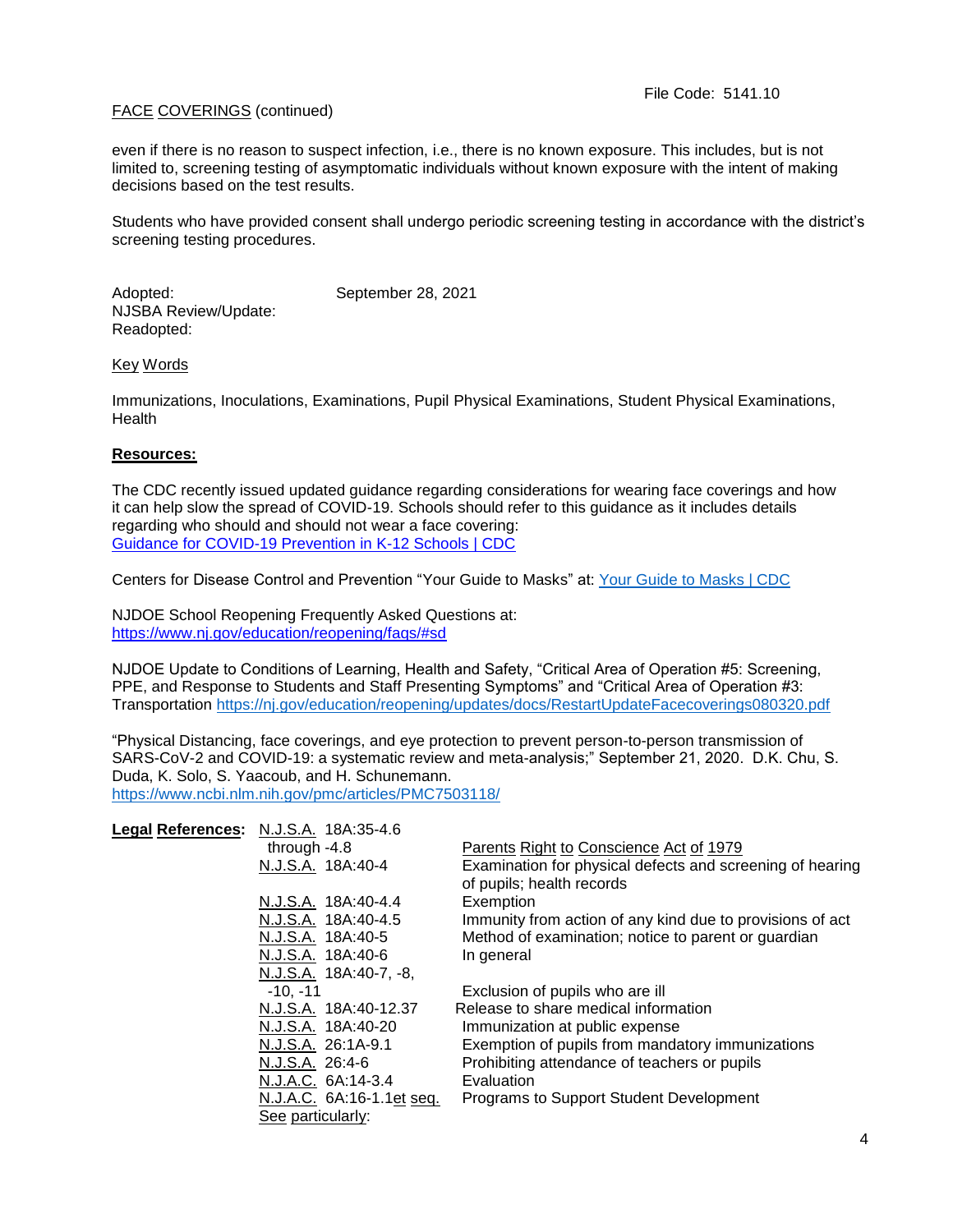File Code: 5141.10

FACE COVERINGS (continued)

even if there is no reason to suspect infection, i.e., there is no known exposure. This includes, but is not limited to, screening testing of asymptomatic individuals without known exposure with the intent of making decisions based on the test results.

Students who have provided consent shall undergo periodic screening testing in accordance with the district's screening testing procedures.

Adopted: September 28, 2021
NJSBA Review/Update:
Readopted:

Key Words

Immunizations, Inoculations, Examinations, Pupil Physical Examinations, Student Physical Examinations, Health

**Resources:**

The CDC recently issued updated guidance regarding considerations for wearing face coverings and how it can help slow the spread of COVID-19. Schools should refer to this guidance as it includes details regarding who should and should not wear a face covering:
Guidance for COVID-19 Prevention in K-12 Schools | CDC

Centers for Disease Control and Prevention "Your Guide to Masks" at: Your Guide to Masks | CDC

NJDOE School Reopening Frequently Asked Questions at:
https://www.nj.gov/education/reopening/faqs/#sd

NJDOE Update to Conditions of Learning, Health and Safety, "Critical Area of Operation #5: Screening, PPE, and Response to Students and Staff Presenting Symptoms" and "Critical Area of Operation #3: Transportation https://nj.gov/education/reopening/updates/docs/RestartUpdateFacecoverings080320.pdf

"Physical Distancing, face coverings, and eye protection to prevent person-to-person transmission of SARS-CoV-2 and COVID-19: a systematic review and meta-analysis;" September 21, 2020. D.K. Chu, S. Duda, K. Solo, S. Yaacoub, and H. Schunemann.
https://www.ncbi.nlm.nih.gov/pmc/articles/PMC7503118/

**Legal References:**

| | |
|---|---|
| N.J.S.A. 18A:35-4.6 through -4.8 | Parents Right to Conscience Act of 1979 |
| N.J.S.A. 18A:40-4 | Examination for physical defects and screening of hearing of pupils; health records |
| N.J.S.A. 18A:40-4.4 | Exemption |
| N.J.S.A. 18A:40-4.5 | Immunity from action of any kind due to provisions of act |
| N.J.S.A. 18A:40-5 | Method of examination; notice to parent or guardian |
| N.J.S.A. 18A:40-6 | In general |
| N.J.S.A. 18A:40-7, -8, -10, -11 | Exclusion of pupils who are ill |
| N.J.S.A. 18A:40-12.37 | Release to share medical information |
| N.J.S.A. 18A:40-20 | Immunization at public expense |
| N.J.S.A. 26:1A-9.1 | Exemption of pupils from mandatory immunizations |
| N.J.S.A. 26:4-6 | Prohibiting attendance of teachers or pupils |
| N.J.A.C. 6A:14-3.4 | Evaluation |
| N.J.A.C. 6A:16-1.1et seq. | Programs to Support Student Development |
| See particularly: | |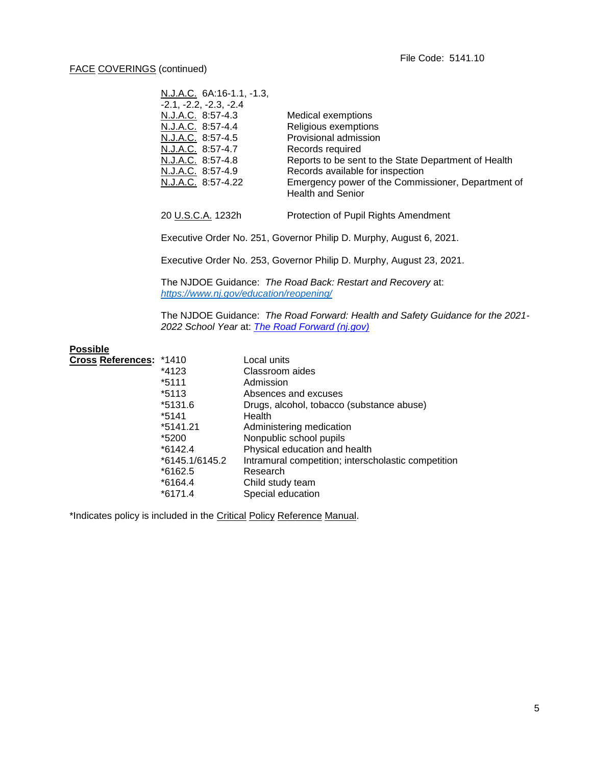File Code: 5141.10

FACE COVERINGS (continued)

| | |
|---|---|
| N.J.A.C. 6A:16-1.1, -1.3, -2.1, -2.2, -2.3, -2.4 | |
| N.J.A.C. 8:57-4.3 | Medical exemptions |
| N.J.A.C. 8:57-4.4 | Religious exemptions |
| N.J.A.C. 8:57-4.5 | Provisional admission |
| N.J.A.C. 8:57-4.7 | Records required |
| N.J.A.C. 8:57-4.8 | Reports to be sent to the State Department of Health |
| N.J.A.C. 8:57-4.9 | Records available for inspection |
| N.J.A.C. 8:57-4.22 | Emergency power of the Commissioner, Department of Health and Senior |
| 20 U.S.C.A. 1232h | Protection of Pupil Rights Amendment |

Executive Order No. 251, Governor Philip D. Murphy, August 6, 2021.

Executive Order No. 253, Governor Philip D. Murphy, August 23, 2021.

The NJDOE Guidance: *The Road Back: Restart and Recovery* at: https://www.nj.gov/education/reopening/

The NJDOE Guidance: *The Road Forward: Health and Safety Guidance for the 2021-2022 School Year* at: The Road Forward (nj.gov)

**Possible Cross References:**

| | |
|---|---|
| *1410 | Local units |
| *4123 | Classroom aides |
| *5111 | Admission |
| *5113 | Absences and excuses |
| *5131.6 | Drugs, alcohol, tobacco (substance abuse) |
| *5141 | Health |
| *5141.21 | Administering medication |
| *5200 | Nonpublic school pupils |
| *6142.4 | Physical education and health |
| *6145.1/6145.2 | Intramural competition; interscholastic competition |
| *6162.5 | Research |
| *6164.4 | Child study team |
| *6171.4 | Special education |

*Indicates policy is included in the Critical Policy Reference Manual.